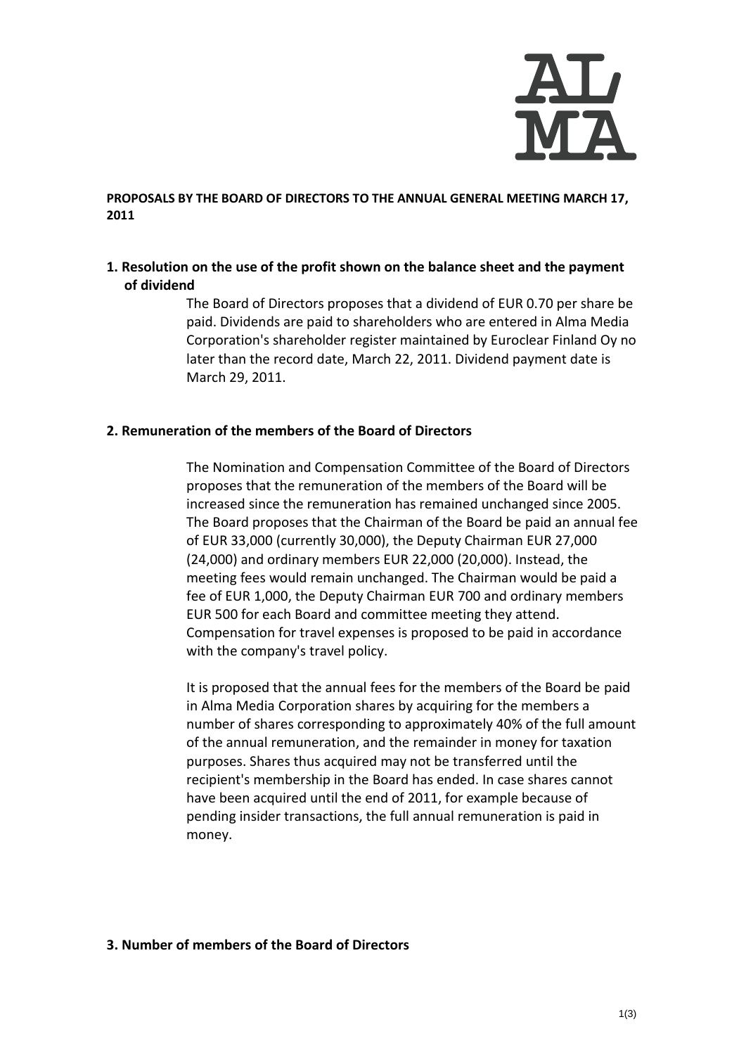**PROPOSALS BY THE BOARD OF DIRECTORS TO THE ANNUAL GENERAL MEETING MARCH 17, 2011**

## 1. Resolution on the use of the profit shown on the balance sheet and the payment of dividend

The Board of Directors proposes that a dividend of EUR 0.70 per share be paid. Dividends are paid to shareholders who are entered in Alma Media Corporation's shareholder register maintained by Euroclear Finland Oy no later than the record date, March 22, 2011. Dividend payment date is March 29, 2011.

## 2. Remuneration of the members of the Board of Directors

The Nomination and Compensation Committee of the Board of Directors proposes that the remuneration of the members of the Board will be increased since the remuneration has remained unchanged since 2005. The Board proposes that the Chairman of the Board be paid an annual fee of EUR 33,000 (currently 30,000), the Deputy Chairman EUR 27,000 (24,000) and ordinary members EUR 22,000 (20,000). Instead, the meeting fees would remain unchanged. The Chairman would be paid a fee of EUR 1,000, the Deputy Chairman EUR 700 and ordinary members EUR 500 for each Board and committee meeting they attend. Compensation for travel expenses is proposed to be paid in accordance with the company's travel policy.

It is proposed that the annual fees for the members of the Board be paid in Alma Media Corporation shares by acquiring for the members a number of shares corresponding to approximately 40% of the full amount of the annual remuneration, and the remainder in money for taxation purposes. Shares thus acquired may not be transferred until the recipient's membership in the Board has ended. In case shares cannot have been acquired until the end of 2011, for example because of pending insider transactions, the full annual remuneration is paid in money.

## 3. Number of members of the Board of Directors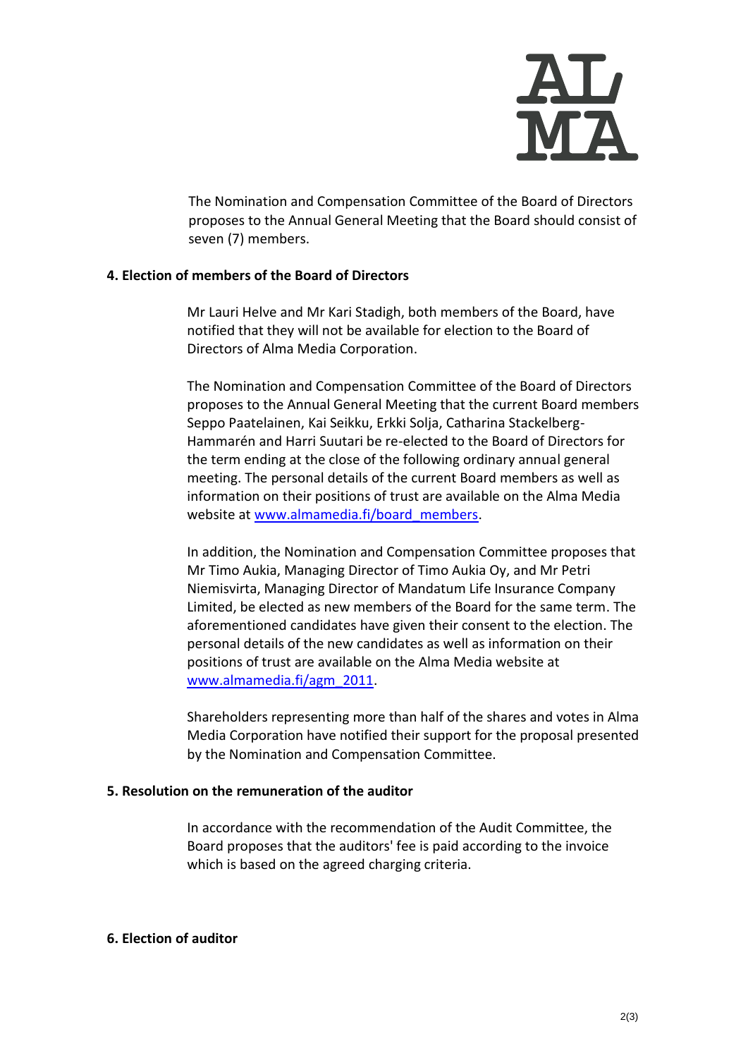The Nomination and Compensation Committee of the Board of Directors proposes to the Annual General Meeting that the Board should consist of seven (7) members.

**4. Election of members of the Board of Directors**

Mr Lauri Helve and Mr Kari Stadigh, both members of the Board, have notified that they will not be available for election to the Board of Directors of Alma Media Corporation.

The Nomination and Compensation Committee of the Board of Directors proposes to the Annual General Meeting that the current Board members Seppo Paatelainen, Kai Seikku, Erkki Solja, Catharina Stackelberg-Hammarén and Harri Suutari be re-elected to the Board of Directors for the term ending at the close of the following ordinary annual general meeting. The personal details of the current Board members as well as information on their positions of trust are available on the Alma Media website at www.almamedia.fi/board_members.

In addition, the Nomination and Compensation Committee proposes that Mr Timo Aukia, Managing Director of Timo Aukia Oy, and Mr Petri Niemisvirta, Managing Director of Mandatum Life Insurance Company Limited, be elected as new members of the Board for the same term. The aforementioned candidates have given their consent to the election. The personal details of the new candidates as well as information on their positions of trust are available on the Alma Media website at www.almamedia.fi/agm_2011.

Shareholders representing more than half of the shares and votes in Alma Media Corporation have notified their support for the proposal presented by the Nomination and Compensation Committee.

**5. Resolution on the remuneration of the auditor**

In accordance with the recommendation of the Audit Committee, the Board proposes that the auditors' fee is paid according to the invoice which is based on the agreed charging criteria.

**6. Election of auditor**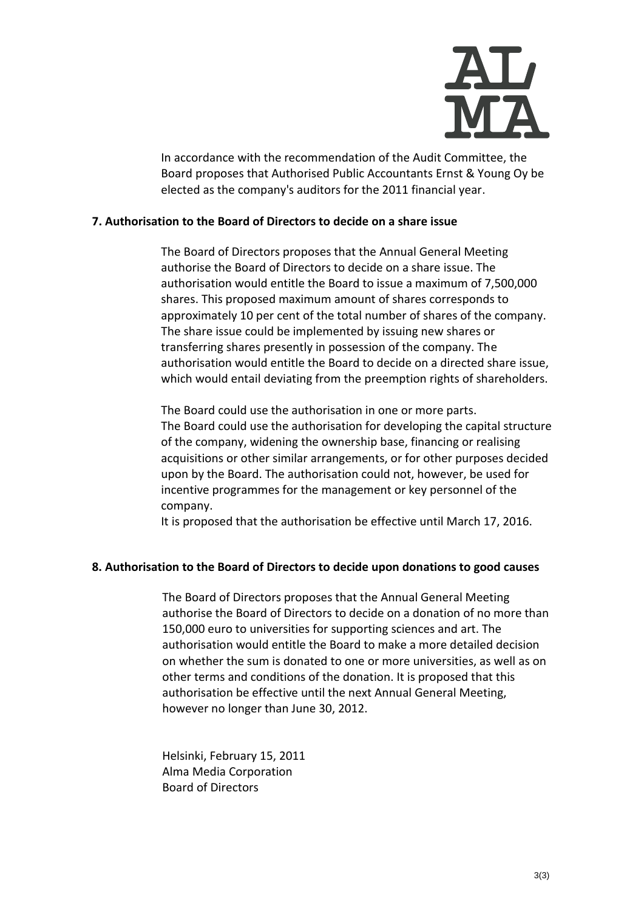In accordance with the recommendation of the Audit Committee, the Board proposes that Authorised Public Accountants Ernst & Young Oy be elected as the company's auditors for the 2011 financial year.

## 7. Authorisation to the Board of Directors to decide on a share issue

The Board of Directors proposes that the Annual General Meeting authorise the Board of Directors to decide on a share issue. The authorisation would entitle the Board to issue a maximum of 7,500,000 shares. This proposed maximum amount of shares corresponds to approximately 10 per cent of the total number of shares of the company. The share issue could be implemented by issuing new shares or transferring shares presently in possession of the company. The authorisation would entitle the Board to decide on a directed share issue, which would entail deviating from the preemption rights of shareholders.

The Board could use the authorisation in one or more parts.
The Board could use the authorisation for developing the capital structure of the company, widening the ownership base, financing or realising acquisitions or other similar arrangements, or for other purposes decided upon by the Board. The authorisation could not, however, be used for incentive programmes for the management or key personnel of the company.
It is proposed that the authorisation be effective until March 17, 2016.

## 8. Authorisation to the Board of Directors to decide upon donations to good causes

The Board of Directors proposes that the Annual General Meeting authorise the Board of Directors to decide on a donation of no more than 150,000 euro to universities for supporting sciences and art. The authorisation would entitle the Board to make a more detailed decision on whether the sum is donated to one or more universities, as well as on other terms and conditions of the donation. It is proposed that this authorisation be effective until the next Annual General Meeting, however no longer than June 30, 2012.

Helsinki, February 15, 2011
Alma Media Corporation
Board of Directors